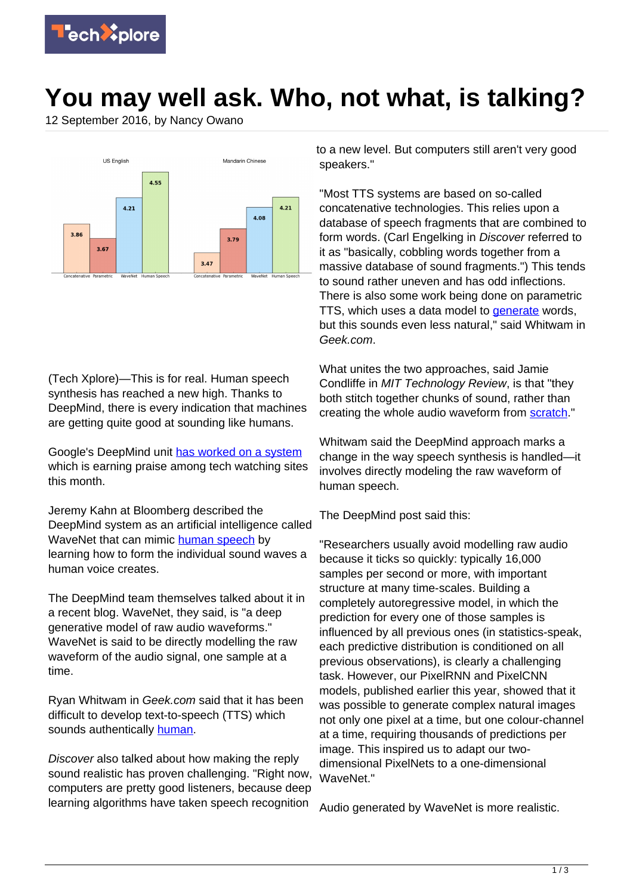# You may well ask. Who, not what, is talking?

12 September 2016, by Nancy Owano

(Tech Xplore)—This is for real. Human speech synthesis has reached a new high. Thanks to DeepMind, there is every indication that machines are getting quite good at sounding like humans.

Google's DeepMind unit has worked on a system which is earning praise among tech watching sites this month.

Jeremy Kahn at Bloomberg described the DeepMind system as an artificial intelligence called WaveNet that can mimic human speech by learning how to form the individual sound waves a human voice creates.

The DeepMind team themselves talked about it in a recent blog. WaveNet, they said, is "a deep generative model of raw audio waveforms." WaveNet is said to be directly modelling the raw waveform of the audio signal, one sample at a time.

Ryan Whitwam in *Geek.com* said that it has been difficult to develop text-to-speech (TTS) which sounds authentically human.

*Discover* also talked about how making the reply sound realistic has proven challenging. "Right now, computers are pretty good listeners, because deep learning algorithms have taken speech recognition to a new level. But computers still aren't very good speakers."

"Most TTS systems are based on so-called concatenative technologies. This relies upon a database of speech fragments that are combined to form words. (Carl Engelking in *Discover* referred to it as "basically, cobbling words together from a massive database of sound fragments.") This tends to sound rather uneven and has odd inflections. There is also some work being done on parametric TTS, which uses a data model to generate words, but this sounds even less natural," said Whitwam in *Geek.com*.

What unites the two approaches, said Jamie Condliffe in *MIT Technology Review*, is that "they both stitch together chunks of sound, rather than creating the whole audio waveform from scratch."

Whitwam said the DeepMind approach marks a change in the way speech synthesis is handled—it involves directly modeling the raw waveform of human speech.

The DeepMind post said this:

"Researchers usually avoid modelling raw audio because it ticks so quickly: typically 16,000 samples per second or more, with important structure at many time-scales. Building a completely autoregressive model, in which the prediction for every one of those samples is influenced by all previous ones (in statistics-speak, each predictive distribution is conditioned on all previous observations), is clearly a challenging task. However, our PixelRNN and PixelCNN models, published earlier this year, showed that it was possible to generate complex natural images not only one pixel at a time, but one colour-channel at a time, requiring thousands of predictions per image. This inspired us to adapt our two-dimensional PixelNets to a one-dimensional WaveNet."

Audio generated by WaveNet is more realistic.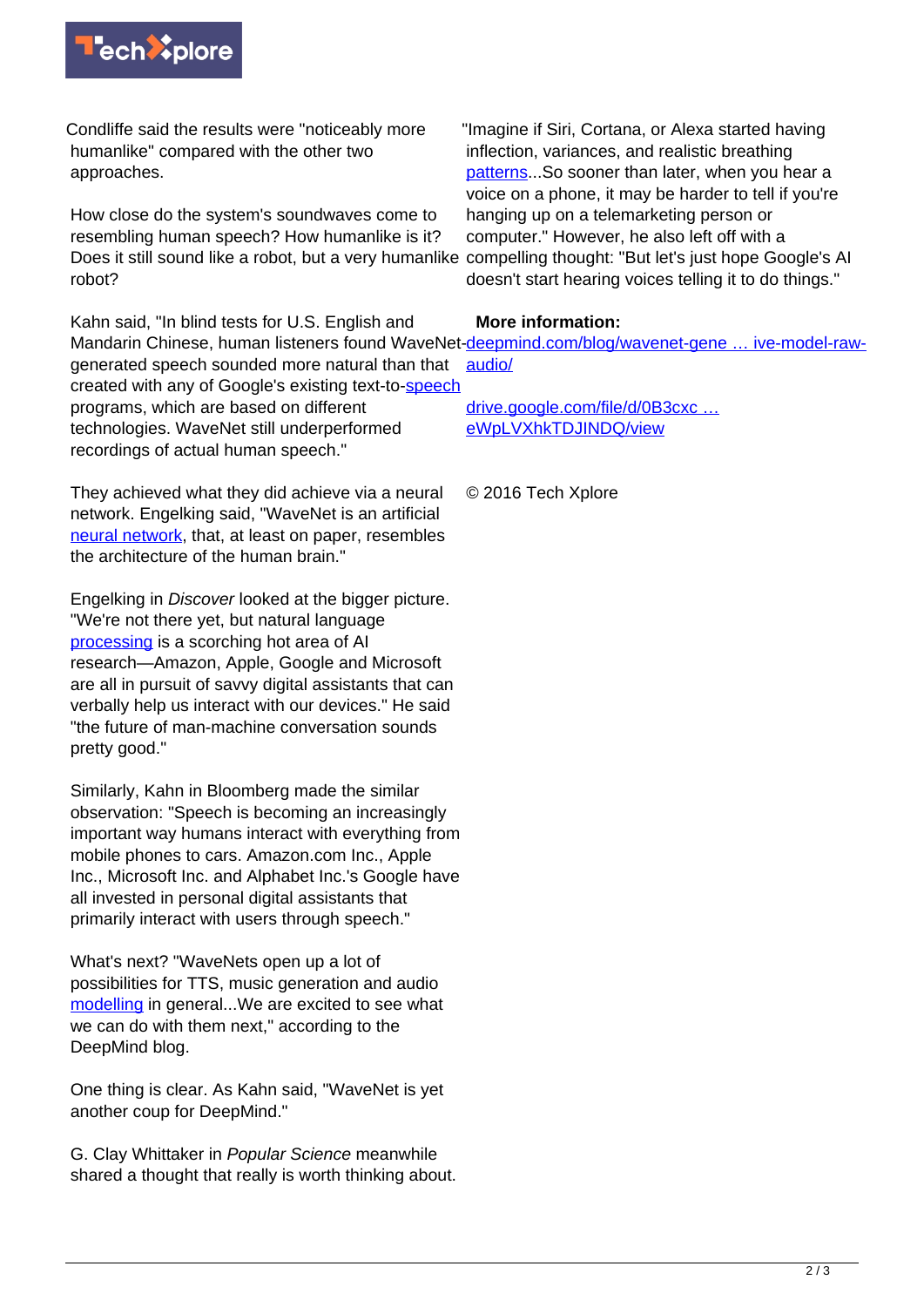Condliffe said the results were "noticeably more humanlike" compared with the other two approaches.

How close do the system's soundwaves come to resembling human speech? How humanlike is it? Does it still sound like a robot, but a very humanlike robot?

Kahn said, "In blind tests for U.S. English and Mandarin Chinese, human listeners found WaveNet-generated speech sounded more natural than that created with any of Google's existing text-to-speech programs, which are based on different technologies. WaveNet still underperformed recordings of actual human speech."

They achieved what they did achieve via a neural network. Engelking said, "WaveNet is an artificial neural network, that, at least on paper, resembles the architecture of the human brain."

Engelking in *Discover* looked at the bigger picture. "We're not there yet, but natural language processing is a scorching hot area of AI research—Amazon, Apple, Google and Microsoft are all in pursuit of savvy digital assistants that can verbally help us interact with our devices." He said "the future of man-machine conversation sounds pretty good."

Similarly, Kahn in Bloomberg made the similar observation: "Speech is becoming an increasingly important way humans interact with everything from mobile phones to cars. Amazon.com Inc., Apple Inc., Microsoft Inc. and Alphabet Inc.'s Google have all invested in personal digital assistants that primarily interact with users through speech."

What's next? "WaveNets open up a lot of possibilities for TTS, music generation and audio modelling in general...We are excited to see what we can do with them next," according to the DeepMind blog.

One thing is clear. As Kahn said, "WaveNet is yet another coup for DeepMind."

G. Clay Whittaker in *Popular Science* meanwhile shared a thought that really is worth thinking about. "Imagine if Siri, Cortana, or Alexa started having inflection, variances, and realistic breathing patterns...So sooner than later, when you hear a voice on a phone, it may be harder to tell if you're hanging up on a telemarketing person or computer." However, he also left off with a compelling thought: "But let's just hope Google's AI doesn't start hearing voices telling it to do things."

**More information:**
deepmind.com/blog/wavenet-gene … ive-model-raw-audio/

drive.google.com/file/d/0B3cxc … eWpLVXhkTDJINDQ/view

© 2016 Tech Xplore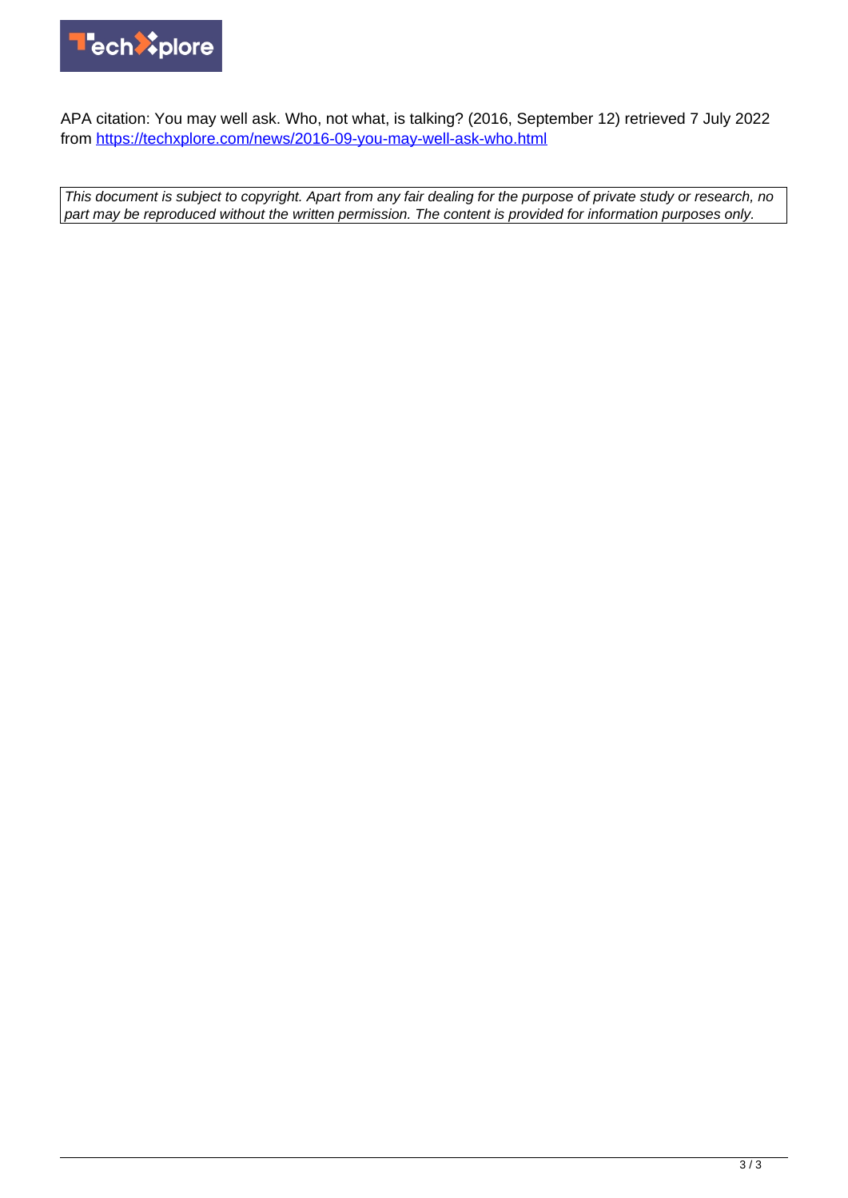APA citation: You may well ask. Who, not what, is talking? (2016, September 12) retrieved 7 July 2022 from https://techxplore.com/news/2016-09-you-may-well-ask-who.html

*This document is subject to copyright. Apart from any fair dealing for the purpose of private study or research, no part may be reproduced without the written permission. The content is provided for information purposes only.*